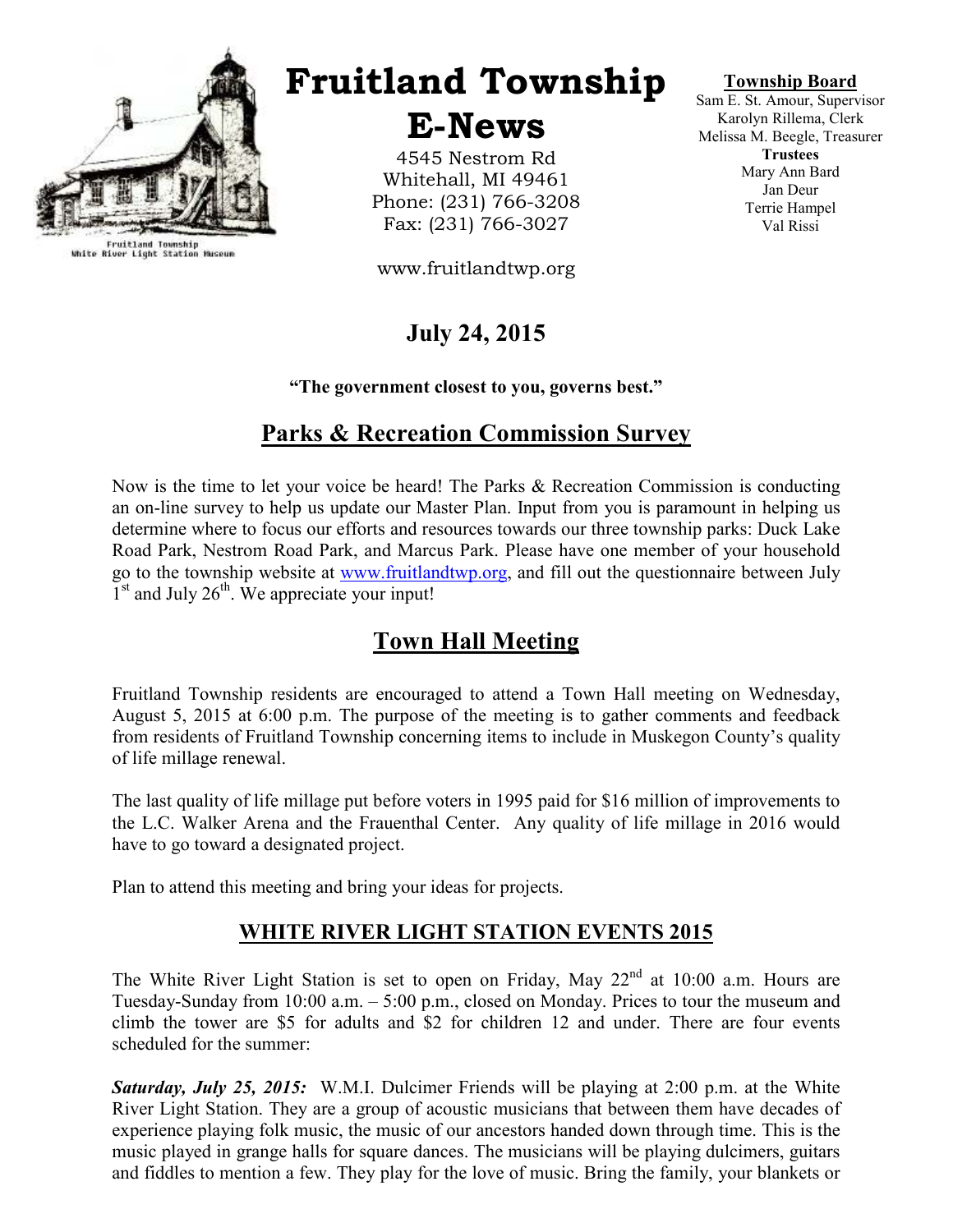Fruitland Township
White River Light Station Museum

# Fruitland Township E-News

4545 Nestrom Rd
Whitehall, MI 49461
Phone: (231) 766-3208
Fax: (231) 766-3027

www.fruitlandtwp.org

**Township Board**
Sam E. St. Amour, Supervisor
Karolyn Rillema, Clerk
Melissa M. Beegle, Treasurer
**Trustees**
Mary Ann Bard
Jan Deur
Terrie Hampel
Val Rissi

## July 24, 2015

**"The government closest to you, governs best."**

## Parks & Recreation Commission Survey

Now is the time to let your voice be heard! The Parks & Recreation Commission is conducting an on-line survey to help us update our Master Plan. Input from you is paramount in helping us determine where to focus our efforts and resources towards our three township parks: Duck Lake Road Park, Nestrom Road Park, and Marcus Park. Please have one member of your household go to the township website at www.fruitlandtwp.org, and fill out the questionnaire between July 1st and July 26th. We appreciate your input!

## Town Hall Meeting

Fruitland Township residents are encouraged to attend a Town Hall meeting on Wednesday, August 5, 2015 at 6:00 p.m. The purpose of the meeting is to gather comments and feedback from residents of Fruitland Township concerning items to include in Muskegon County's quality of life millage renewal.

The last quality of life millage put before voters in 1995 paid for $16 million of improvements to the L.C. Walker Arena and the Frauenthal Center. Any quality of life millage in 2016 would have to go toward a designated project.

Plan to attend this meeting and bring your ideas for projects.

## WHITE RIVER LIGHT STATION EVENTS 2015

The White River Light Station is set to open on Friday, May 22nd at 10:00 a.m. Hours are Tuesday-Sunday from 10:00 a.m. – 5:00 p.m., closed on Monday. Prices to tour the museum and climb the tower are $5 for adults and $2 for children 12 and under. There are four events scheduled for the summer:

***Saturday, July 25, 2015:*** W.M.I. Dulcimer Friends will be playing at 2:00 p.m. at the White River Light Station. They are a group of acoustic musicians that between them have decades of experience playing folk music, the music of our ancestors handed down through time. This is the music played in grange halls for square dances. The musicians will be playing dulcimers, guitars and fiddles to mention a few. They play for the love of music. Bring the family, your blankets or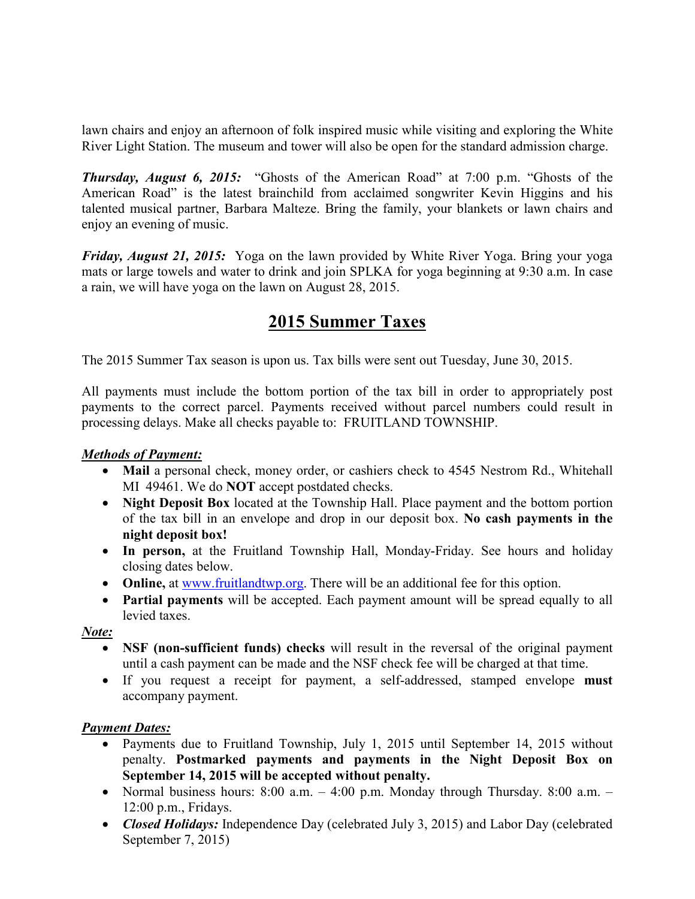lawn chairs and enjoy an afternoon of folk inspired music while visiting and exploring the White River Light Station. The museum and tower will also be open for the standard admission charge.

***Thursday, August 6, 2015:*** "Ghosts of the American Road" at 7:00 p.m. "Ghosts of the American Road" is the latest brainchild from acclaimed songwriter Kevin Higgins and his talented musical partner, Barbara Malteze. Bring the family, your blankets or lawn chairs and enjoy an evening of music.

***Friday, August 21, 2015:*** Yoga on the lawn provided by White River Yoga. Bring your yoga mats or large towels and water to drink and join SPLKA for yoga beginning at 9:30 a.m. In case a rain, we will have yoga on the lawn on August 28, 2015.

## 2015 Summer Taxes

The 2015 Summer Tax season is upon us. Tax bills were sent out Tuesday, June 30, 2015.

All payments must include the bottom portion of the tax bill in order to appropriately post payments to the correct parcel. Payments received without parcel numbers could result in processing delays. Make all checks payable to: FRUITLAND TOWNSHIP.

***Methods of Payment:***

- **Mail** a personal check, money order, or cashiers check to 4545 Nestrom Rd., Whitehall MI 49461. We do **NOT** accept postdated checks.
- **Night Deposit Box** located at the Township Hall. Place payment and the bottom portion of the tax bill in an envelope and drop in our deposit box. **No cash payments in the night deposit box!**
- **In person,** at the Fruitland Township Hall, Monday-Friday. See hours and holiday closing dates below.
- **Online,** at www.fruitlandtwp.org. There will be an additional fee for this option.
- **Partial payments** will be accepted. Each payment amount will be spread equally to all levied taxes.

***Note:***

- **NSF (non-sufficient funds) checks** will result in the reversal of the original payment until a cash payment can be made and the NSF check fee will be charged at that time.
- If you request a receipt for payment, a self-addressed, stamped envelope **must** accompany payment.

***Payment Dates:***

- Payments due to Fruitland Township, July 1, 2015 until September 14, 2015 without penalty. **Postmarked payments and payments in the Night Deposit Box on September 14, 2015 will be accepted without penalty.**
- Normal business hours: 8:00 a.m. – 4:00 p.m. Monday through Thursday. 8:00 a.m. – 12:00 p.m., Fridays.
- ***Closed Holidays:*** Independence Day (celebrated July 3, 2015) and Labor Day (celebrated September 7, 2015)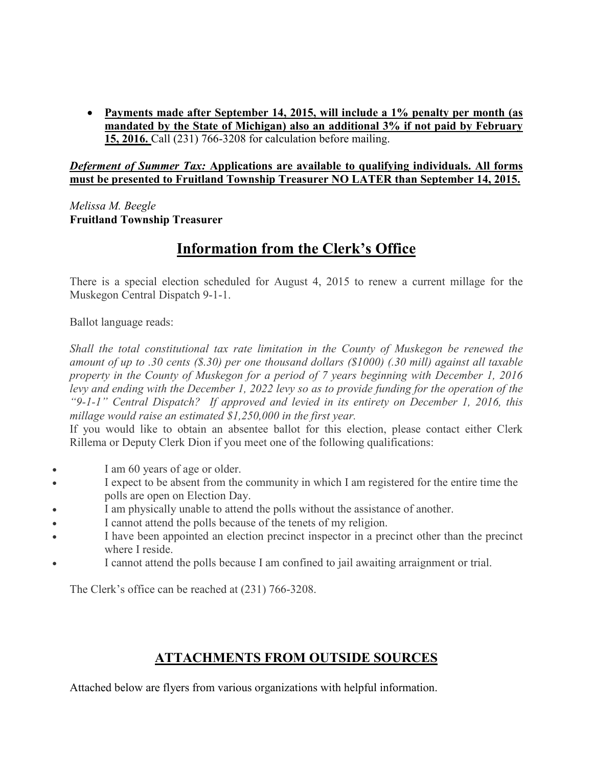- **Payments made after September 14, 2015, will include a 1% penalty per month (as mandated by the State of Michigan) also an additional 3% if not paid by February 15, 2016.** Call (231) 766-3208 for calculation before mailing.

***Deferment of Summer Tax:*** **Applications are available to qualifying individuals. All forms must be presented to Fruitland Township Treasurer NO LATER than September 14, 2015.**

*Melissa M. Beegle*
**Fruitland Township Treasurer**

# Information from the Clerk's Office

There is a special election scheduled for August 4, 2015 to renew a current millage for the Muskegon Central Dispatch 9-1-1.

Ballot language reads:

*Shall the total constitutional tax rate limitation in the County of Muskegon be renewed the amount of up to .30 cents ($.30) per one thousand dollars ($1000) (.30 mill) against all taxable property in the County of Muskegon for a period of 7 years beginning with December 1, 2016 levy and ending with the December 1, 2022 levy so as to provide funding for the operation of the "9-1-1" Central Dispatch? If approved and levied in its entirety on December 1, 2016, this millage would raise an estimated $1,250,000 in the first year.*

If you would like to obtain an absentee ballot for this election, please contact either Clerk Rillema or Deputy Clerk Dion if you meet one of the following qualifications:

- I am 60 years of age or older.
- I expect to be absent from the community in which I am registered for the entire time the polls are open on Election Day.
- I am physically unable to attend the polls without the assistance of another.
- I cannot attend the polls because of the tenets of my religion.
- I have been appointed an election precinct inspector in a precinct other than the precinct where I reside.
- I cannot attend the polls because I am confined to jail awaiting arraignment or trial.

The Clerk's office can be reached at (231) 766-3208.

## ATTACHMENTS FROM OUTSIDE SOURCES

Attached below are flyers from various organizations with helpful information.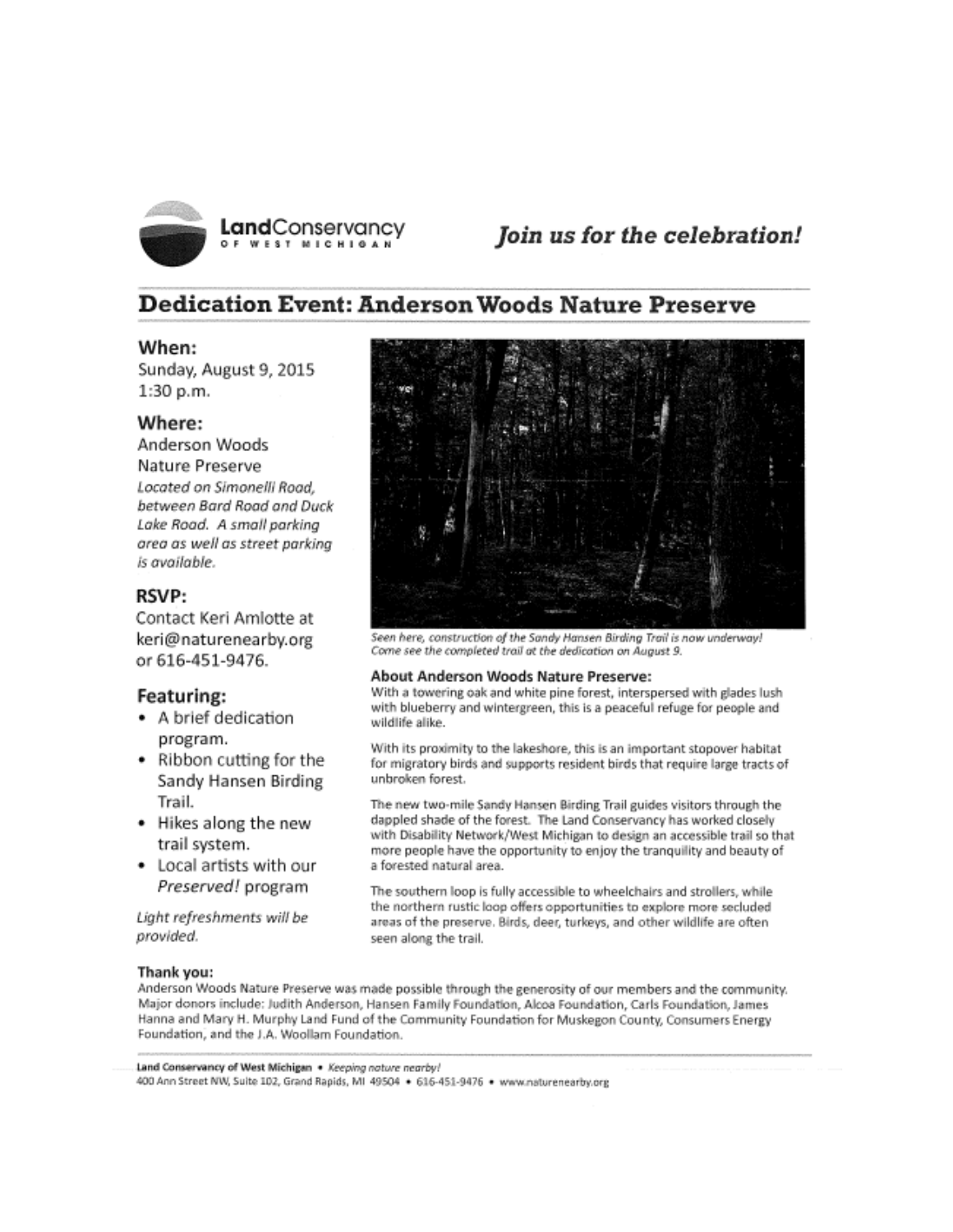**LandConservancy** OF WEST MICHIGAN

*Join us for the celebration!*

# Dedication Event: Anderson Woods Nature Preserve

## When:

Sunday, August 9, 2015
1:30 p.m.

## Where:

Anderson Woods Nature Preserve

*Located on Simonelli Road, between Bard Road and Duck Lake Road. A small parking area as well as street parking is available.*

## RSVP:

Contact Keri Amlotte at keri@naturenearby.org or 616-451-9476.

## Featuring:

- A brief dedication program.
- Ribbon cutting for the Sandy Hansen Birding Trail.
- Hikes along the new trail system.
- Local artists with our *Preserved!* program

*Light refreshments will be provided.*

*Seen here, construction of the Sandy Hansen Birding Trail is now underway! Come see the completed trail at the dedication on August 9.*

### About Anderson Woods Nature Preserve:

With a towering oak and white pine forest, interspersed with glades lush with blueberry and wintergreen, this is a peaceful refuge for people and wildlife alike.

With its proximity to the lakeshore, this is an important stopover habitat for migratory birds and supports resident birds that require large tracts of unbroken forest.

The new two-mile Sandy Hansen Birding Trail guides visitors through the dappled shade of the forest. The Land Conservancy has worked closely with Disability Network/West Michigan to design an accessible trail so that more people have the opportunity to enjoy the tranquility and beauty of a forested natural area.

The southern loop is fully accessible to wheelchairs and strollers, while the northern rustic loop offers opportunities to explore more secluded areas of the preserve. Birds, deer, turkeys, and other wildlife are often seen along the trail.

### Thank you:

Anderson Woods Nature Preserve was made possible through the generosity of our members and the community. Major donors include: Judith Anderson, Hansen Family Foundation, Alcoa Foundation, Carls Foundation, James Hanna and Mary H. Murphy Land Fund of the Community Foundation for Muskegon County, Consumers Energy Foundation, and the J.A. Woollam Foundation.

**Land Conservancy of West Michigan** • *Keeping nature nearby!*
400 Ann Street NW, Suite 102, Grand Rapids, MI 49504 • 616-451-9476 • www.naturenearby.org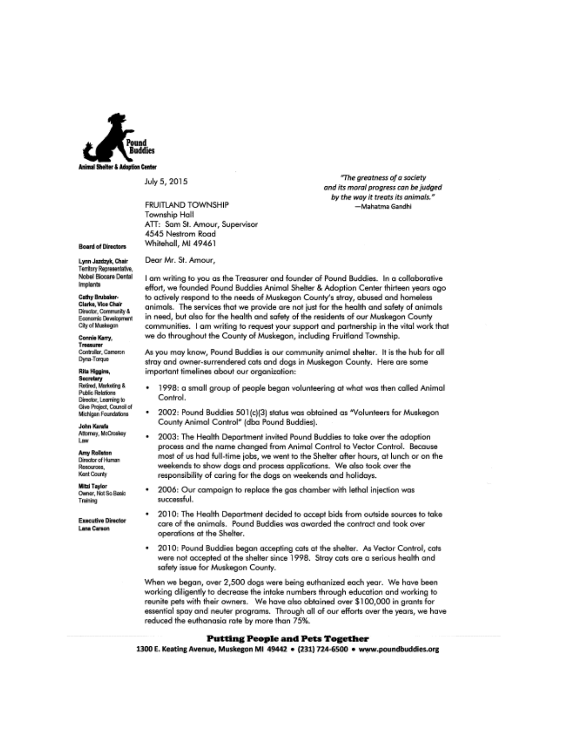**Pound Buddies**

**Animal Shelter & Adoption Center**

July 5, 2015

*"The greatness of a society and its moral progress can be judged by the way it treats its animals."*
—Mahatma Gandhi

FRUITLAND TOWNSHIP
Township Hall
ATT: Sam St. Amour, Supervisor
4545 Nestrom Road
Whitehall, MI 49461

**Board of Directors**

**Lynn Jazdzyk, Chair**
Territory Representative, Nobel Biocare Dental Implants

**Cathy Brubaker-Clarke, Vice Chair**
Director, Community & Economic Development City of Muskegon

**Connie Karry, Treasurer**
Controller, Cameron Dyna-Torque

**Rita Higgins, Secretary**
Retired, Marketing & Public Relations Director, Learning to Give Project, Council of Michigan Foundations

**John Karafa**
Attorney, McCroskey Law

**Amy Rollston**
Director of Human Resources, Kent County

**Mitzi Taylor**
Owner, Not So Basic Training

**Executive Director**
**Lana Carson**

Dear Mr. St. Amour,

I am writing to you as the Treasurer and founder of Pound Buddies. In a collaborative effort, we founded Pound Buddies Animal Shelter & Adoption Center thirteen years ago to actively respond to the needs of Muskegon County's stray, abused and homeless animals. The services that we provide are not just for the health and safety of animals in need, but also for the health and safety of the residents of our Muskegon County communities. I am writing to request your support and partnership in the vital work that we do throughout the County of Muskegon, including Fruitland Township.

As you may know, Pound Buddies is our community animal shelter. It is the hub for all stray and owner-surrendered cats and dogs in Muskegon County. Here are some important timelines about our organization:

- 1998: a small group of people began volunteering at what was then called Animal Control.
- 2002: Pound Buddies 501(c)(3) status was obtained as "Volunteers for Muskegon County Animal Control" (dba Pound Buddies).
- 2003: The Health Department invited Pound Buddies to take over the adoption process and the name changed from Animal Control to Vector Control. Because most of us had full-time jobs, we went to the Shelter after hours, at lunch or on the weekends to show dogs and process applications. We also took over the responsibility of caring for the dogs on weekends and holidays.
- 2006: Our campaign to replace the gas chamber with lethal injection was successful.
- 2010: The Health Department decided to accept bids from outside sources to take care of the animals. Pound Buddies was awarded the contract and took over operations at the Shelter.
- 2010: Pound Buddies began accepting cats at the shelter. As Vector Control, cats were not accepted at the shelter since 1998. Stray cats are a serious health and safety issue for Muskegon County.

When we began, over 2,500 dogs were being euthanized each year. We have been working diligently to decrease the intake numbers through education and working to reunite pets with their owners. We have also obtained over $100,000 in grants for essential spay and neuter programs. Through all of our efforts over the years, we have reduced the euthanasia rate by more than 75%.

**Putting People and Pets Together**

**1300 E. Keating Avenue, Muskegon MI 49442 • (231) 724-6500 • www.poundbuddies.org**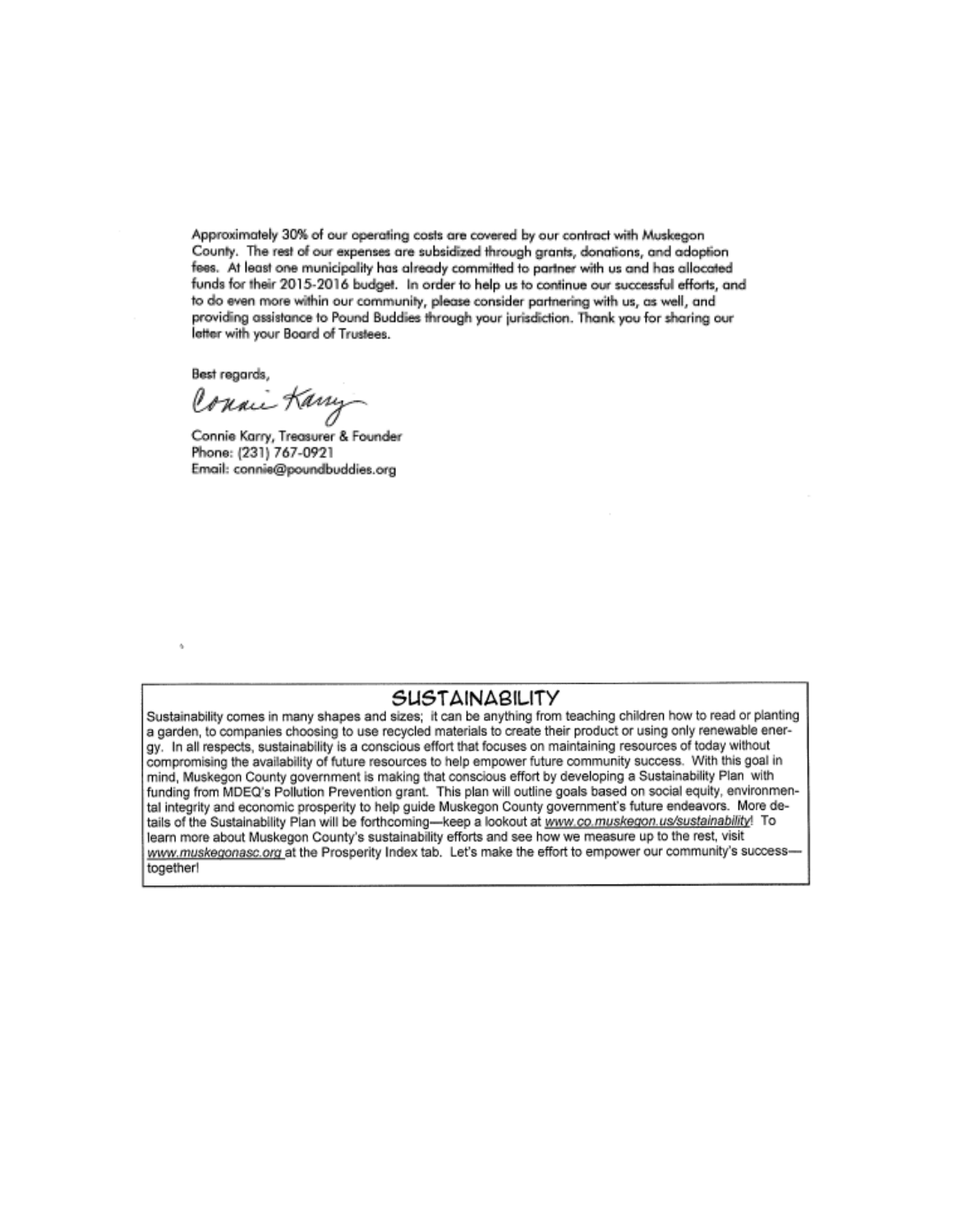Approximately 30% of our operating costs are covered by our contract with Muskegon County. The rest of our expenses are subsidized through grants, donations, and adoption fees. At least one municipality has already committed to partner with us and has allocated funds for their 2015-2016 budget. In order to help us to continue our successful efforts, and to do even more within our community, please consider partnering with us, as well, and providing assistance to Pound Buddies through your jurisdiction. Thank you for sharing our letter with your Board of Trustees.

Best regards,

Connie Karry

Connie Karry, Treasurer & Founder
Phone: (231) 767-0921
Email: connie@poundbuddies.org

## SUSTAINABILITY

Sustainability comes in many shapes and sizes; it can be anything from teaching children how to read or planting a garden, to companies choosing to use recycled materials to create their product or using only renewable energy. In all respects, sustainability is a conscious effort that focuses on maintaining resources of today without compromising the availability of future resources to help empower future community success. With this goal in mind, Muskegon County government is making that conscious effort by developing a Sustainability Plan with funding from MDEQ's Pollution Prevention grant. This plan will outline goals based on social equity, environmental integrity and economic prosperity to help guide Muskegon County government's future endeavors. More details of the Sustainability Plan will be forthcoming—keep a lookout at *www.co.muskegon.us/sustainability*! To learn more about Muskegon County's sustainability efforts and see how we measure up to the rest, visit *www.muskegonasc.org* at the Prosperity Index tab. Let's make the effort to empower our community's success—together!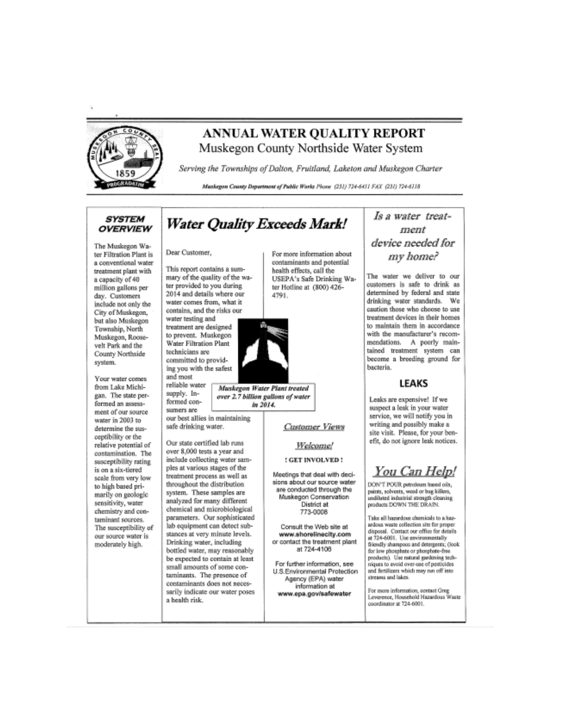# ANNUAL WATER QUALITY REPORT

## Muskegon County Northside Water System

*Serving the Townships of Dalton, Fruitland, Laketon and Muskegon Charter*

*Muskegon County Department of Public Works Phone (231) 724-6411 FAX (231) 724-6118*

### SYSTEM OVERVIEW

The Muskegon Water Filtration Plant is a conventional water treatment plant with a capacity of 40 million gallons per day. Customers include not only the City of Muskegon, but also Muskegon Township, North Muskegon, Roosevelt Park and the County Northside system.

Your water comes from Lake Michigan. The state performed an assessment of our source water in 2003 to determine the susceptibility or the relative potential of contamination. The susceptibility rating is on a six-tiered scale from very low to high based primarily on geologic sensitivity, water chemistry and contaminant sources. The susceptibility of our source water is moderately high.

## *Water Quality Exceeds Mark!*

Dear Customer,

This report contains a summary of the quality of the water provided to you during 2014 and details where our water comes from, what it contains, and the risks our water testing and treatment are designed to prevent. Muskegon Water Filtration Plant technicians are committed to providing you with the safest and most reliable water supply. Informed consumers are our best allies in maintaining safe drinking water.

***Muskegon Water Plant treated over 2.7 billion gallons of water in 2014.***

Our state certified lab runs over 8,000 tests a year and include collecting water samples at various stages of the treatment process as well as throughout the distribution system. These samples are analyzed for many different chemical and microbiological parameters. Our sophisticated lab equipment can detect substances at very minute levels. Drinking water, including bottled water, may reasonably be expected to contain at least small amounts of some contaminants. The presence of contaminants does not necessarily indicate our water poses a health risk.

For more information about contaminants and potential health effects, call the USEPA's Safe Drinking Water Hotline at (800) 426-4791.

### *Customer Views Welcome!*

**! GET INVOLVED !**

Meetings that deal with decisions about our source water are conducted through the Muskegon Conservation District at 773-0008

Consult the Web site at **www.shorelinecity.com** or contact the treatment plant at 724-4106

For further information, see U.S.Environmental Protection Agency (EPA) water information at **www.epa.gov/safewater**

## *Is a water treatment device needed for my home?*

The water we deliver to our customers is safe to drink as determined by federal and state drinking water standards. We caution those who choose to use treatment devices in their homes to maintain them in accordance with the manufacturer's recommendations. A poorly maintained treatment system can become a breeding ground for bacteria.

### LEAKS

Leaks are expensive! If we suspect a leak in your water service, we will notify you in writing and possibly make a site visit. Please, for your benefit, do not ignore leak notices.

## *You Can Help!*

DON'T POUR petroleum based oils, paints, solvents, weed or bug killers, undiluted industrial strength cleaning products DOWN THE DRAIN.

Take all hazardous chemicals to a hazardous waste collection site for proper disposal. Contact our office for details at 724-6001. Use environmentally friendly shampoos and detergents; (look for low phosphate or phosphate-free products). Use natural gardening techniques to avoid over-use of pesticides and fertilizers which may run off into streams and lakes.

For more information, contact Greg Leverence, Household Hazardous Waste coordinator at 724-6001.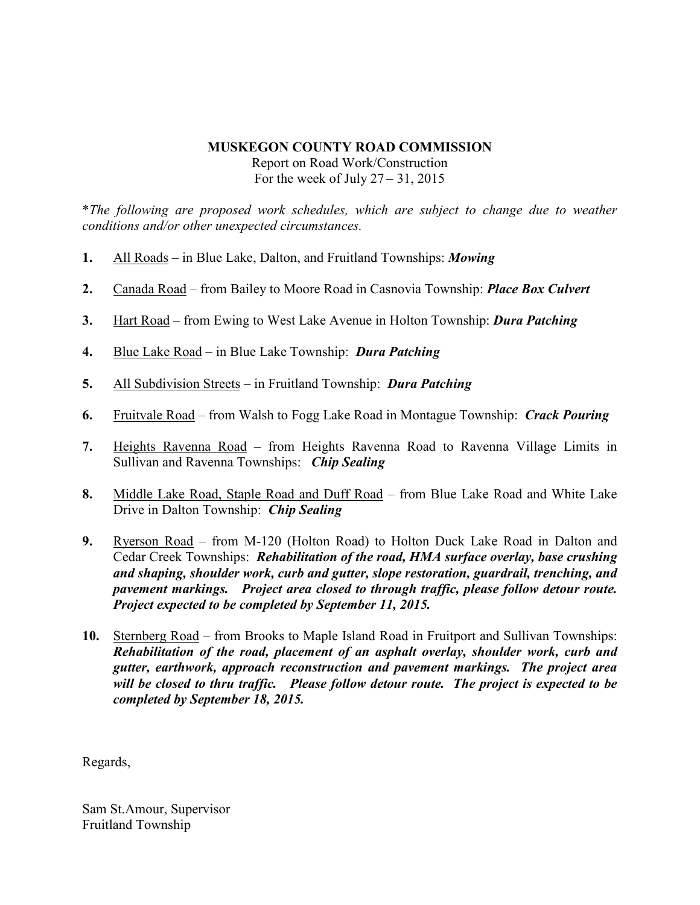**MUSKEGON COUNTY ROAD COMMISSION**

Report on Road Work/Construction
For the week of July 27 – 31, 2015

\**The following are proposed work schedules, which are subject to change due to weather conditions and/or other unexpected circumstances.*

1. All Roads – in Blue Lake, Dalton, and Fruitland Townships: ***Mowing***

2. Canada Road – from Bailey to Moore Road in Casnovia Township: ***Place Box Culvert***

3. Hart Road – from Ewing to West Lake Avenue in Holton Township: ***Dura Patching***

4. Blue Lake Road – in Blue Lake Township: ***Dura Patching***

5. All Subdivision Streets – in Fruitland Township: ***Dura Patching***

6. Fruitvale Road – from Walsh to Fogg Lake Road in Montague Township: ***Crack Pouring***

7. Heights Ravenna Road – from Heights Ravenna Road to Ravenna Village Limits in Sullivan and Ravenna Townships: ***Chip Sealing***

8. Middle Lake Road, Staple Road and Duff Road – from Blue Lake Road and White Lake Drive in Dalton Township: ***Chip Sealing***

9. Ryerson Road – from M-120 (Holton Road) to Holton Duck Lake Road in Dalton and Cedar Creek Townships: ***Rehabilitation of the road, HMA surface overlay, base crushing and shaping, shoulder work, curb and gutter, slope restoration, guardrail, trenching, and pavement markings. Project area closed to through traffic, please follow detour route. Project expected to be completed by September 11, 2015.***

10. Sternberg Road – from Brooks to Maple Island Road in Fruitport and Sullivan Townships: ***Rehabilitation of the road, placement of an asphalt overlay, shoulder work, curb and gutter, earthwork, approach reconstruction and pavement markings. The project area will be closed to thru traffic. Please follow detour route. The project is expected to be completed by September 18, 2015.***

Regards,

Sam St.Amour, Supervisor
Fruitland Township